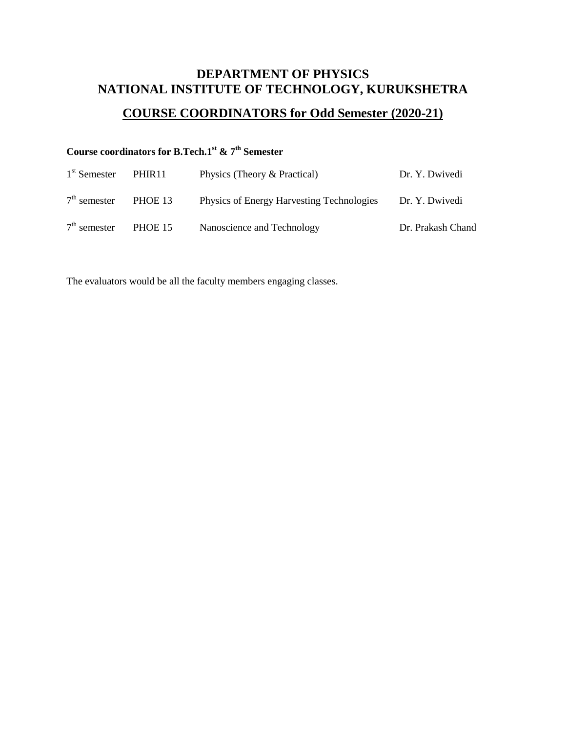# DEPARTMENT OF PHYSICS
# NATIONAL INSTITUTE OF TECHNOLOGY, KURUKSHETRA

## COURSE COORDINATORS for Odd Semester (2020-21)

**Course coordinators for B.Tech.1st & 7th Semester**

| | | | |
|---|---|---|---|
| 1st Semester | PHIR11 | Physics (Theory & Practical) | Dr. Y. Dwivedi |
| 7th semester | PHOE 13 | Physics of Energy Harvesting Technologies | Dr. Y. Dwivedi |
| 7th semester | PHOE 15 | Nanoscience and Technology | Dr. Prakash Chand |

The evaluators would be all the faculty members engaging classes.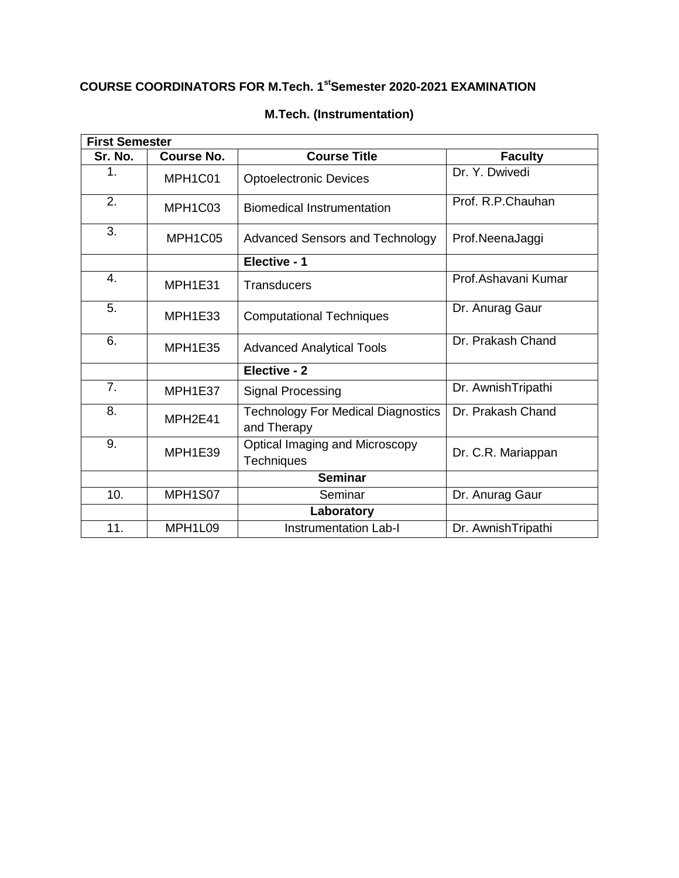## COURSE COORDINATORS FOR M.Tech. 1st Semester 2020-2021 EXAMINATION

### M.Tech. (Instrumentation)

| First Semester | | | |
|---|---|---|---|
| **Sr. No.** | **Course No.** | **Course Title** | **Faculty** |
| 1. | MPH1C01 | Optoelectronic Devices | Dr. Y. Dwivedi |
| 2. | MPH1C03 | Biomedical Instrumentation | Prof. R.P.Chauhan |
| 3. | MPH1C05 | Advanced Sensors and Technology | Prof.NeenaJaggi |
| | | **Elective - 1** | |
| 4. | MPH1E31 | Transducers | Prof.Ashavani Kumar |
| 5. | MPH1E33 | Computational Techniques | Dr. Anurag Gaur |
| 6. | MPH1E35 | Advanced Analytical Tools | Dr. Prakash Chand |
| | | **Elective - 2** | |
| 7. | MPH1E37 | Signal Processing | Dr. AwnishTripathi |
| 8. | MPH2E41 | Technology For Medical Diagnostics and Therapy | Dr. Prakash Chand |
| 9. | MPH1E39 | Optical Imaging and Microscopy Techniques | Dr. C.R. Mariappan |
| | | **Seminar** | |
| 10. | MPH1S07 | Seminar | Dr. Anurag Gaur |
| | | **Laboratory** | |
| 11. | MPH1L09 | Instrumentation Lab-I | Dr. AwnishTripathi |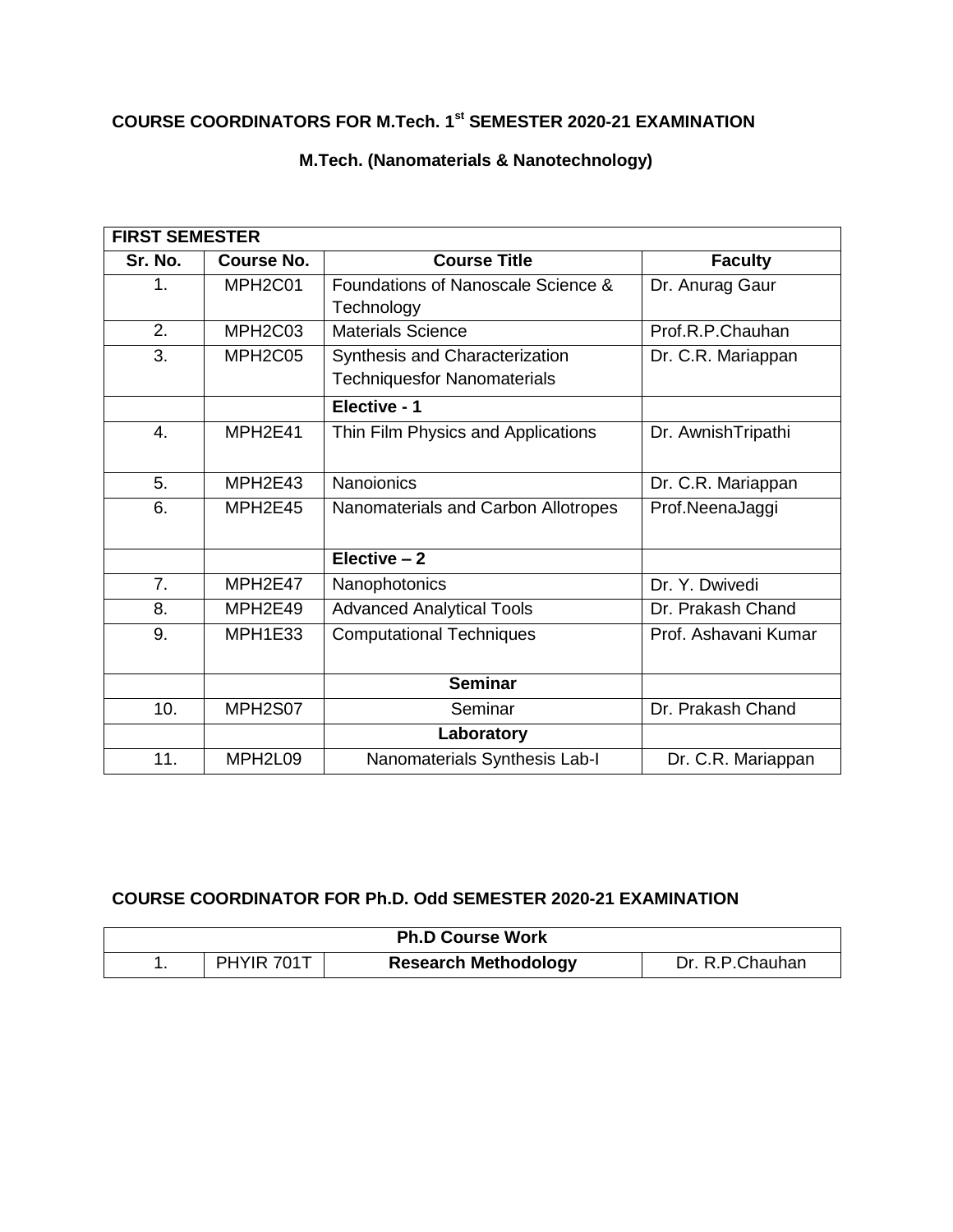## COURSE COORDINATORS FOR M.Tech. 1st SEMESTER 2020-21 EXAMINATION

### M.Tech. (Nanomaterials & Nanotechnology)

| FIRST SEMESTER | | | |
|---|---|---|---|
| **Sr. No.** | **Course No.** | **Course Title** | **Faculty** |
| 1. | MPH2C01 | Foundations of Nanoscale Science & Technology | Dr. Anurag Gaur |
| 2. | MPH2C03 | Materials Science | Prof.R.P.Chauhan |
| 3. | MPH2C05 | Synthesis and Characterization Techniquesfor Nanomaterials | Dr. C.R. Mariappan |
| | | **Elective - 1** | |
| 4. | MPH2E41 | Thin Film Physics and Applications | Dr. AwnishTripathi |
| 5. | MPH2E43 | Nanoionics | Dr. C.R. Mariappan |
| 6. | MPH2E45 | Nanomaterials and Carbon Allotropes | Prof.NeenaJaggi |
| | | **Elective – 2** | |
| 7. | MPH2E47 | Nanophotonics | Dr. Y. Dwivedi |
| 8. | MPH2E49 | Advanced Analytical Tools | Dr. Prakash Chand |
| 9. | MPH1E33 | Computational Techniques | Prof. Ashavani Kumar |
| | | **Seminar** | |
| 10. | MPH2S07 | Seminar | Dr. Prakash Chand |
| | | **Laboratory** | |
| 11. | MPH2L09 | Nanomaterials Synthesis Lab-I | Dr. C.R. Mariappan |

## COURSE COORDINATOR FOR Ph.D. Odd SEMESTER 2020-21 EXAMINATION

| Ph.D Course Work | | | |
|---|---|---|---|
| 1. | PHYIR 701T | **Research Methodology** | Dr. R.P.Chauhan |